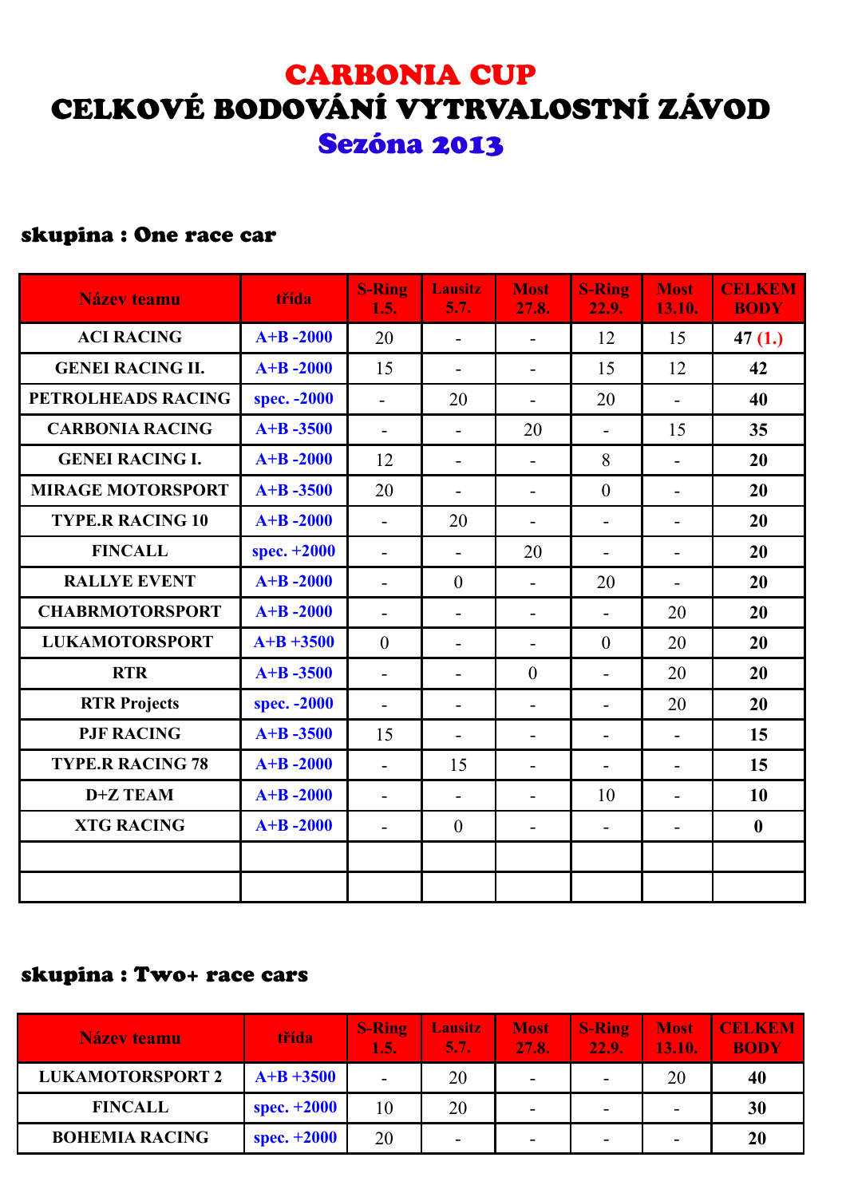# CARBONIA CUP
# CELKOVÉ BODOVÁNÍ VYTRVALOSTNÍ ZÁVOD
# Sezóna 2013

## skupina : One race car

| Název teamu | třída | S-Ring 1.5. | Lausitz 5.7. | Most 27.8. | S-Ring 22.9. | Most 13.10. | CELKEM BODY |
|---|---|---|---|---|---|---|---|
| ACI RACING | A+B -2000 | 20 | - | - | 12 | 15 | **47 (1.)** |
| GENEI RACING II. | A+B -2000 | 15 | - | - | 15 | 12 | **42** |
| PETROLHEADS RACING | spec. -2000 | - | 20 | - | 20 | - | **40** |
| CARBONIA RACING | A+B -3500 | - | - | 20 | - | 15 | **35** |
| GENEI RACING I. | A+B -2000 | 12 | - | - | 8 | - | **20** |
| MIRAGE MOTORSPORT | A+B -3500 | 20 | - | - | 0 | - | **20** |
| TYPE.R RACING 10 | A+B -2000 | - | 20 | - | - | - | **20** |
| FINCALL | spec. +2000 | - | - | 20 | - | - | **20** |
| RALLYE EVENT | A+B -2000 | - | 0 | - | 20 | - | **20** |
| CHABRMOTORSPORT | A+B -2000 | - | - | - | - | 20 | **20** |
| LUKAMOTORSPORT | A+B +3500 | 0 | - | - | 0 | 20 | **20** |
| RTR | A+B -3500 | - | - | 0 | - | 20 | **20** |
| RTR Projects | spec. -2000 | - | - | - | - | 20 | **20** |
| PJF RACING | A+B -3500 | 15 | - | - | - | - | **15** |
| TYPE.R RACING 78 | A+B -2000 | - | 15 | - | - | - | **15** |
| D+Z TEAM | A+B -2000 | - | - | - | 10 | - | **10** |
| XTG RACING | A+B -2000 | - | 0 | - | - | - | **0** |
| | | | | | | | |
| | | | | | | | |

## skupina : Two+ race cars

| Název teamu | třída | S-Ring 1.5. | Lausitz 5.7. | Most 27.8. | S-Ring 22.9. | Most 13.10. | CELKEM BODY |
|---|---|---|---|---|---|---|---|
| LUKAMOTORSPORT 2 | A+B +3500 | - | 20 | - | - | 20 | **40** |
| FINCALL | spec. +2000 | 10 | 20 | - | - | - | **30** |
| BOHEMIA RACING | spec. +2000 | 20 | - | - | - | - | **20** |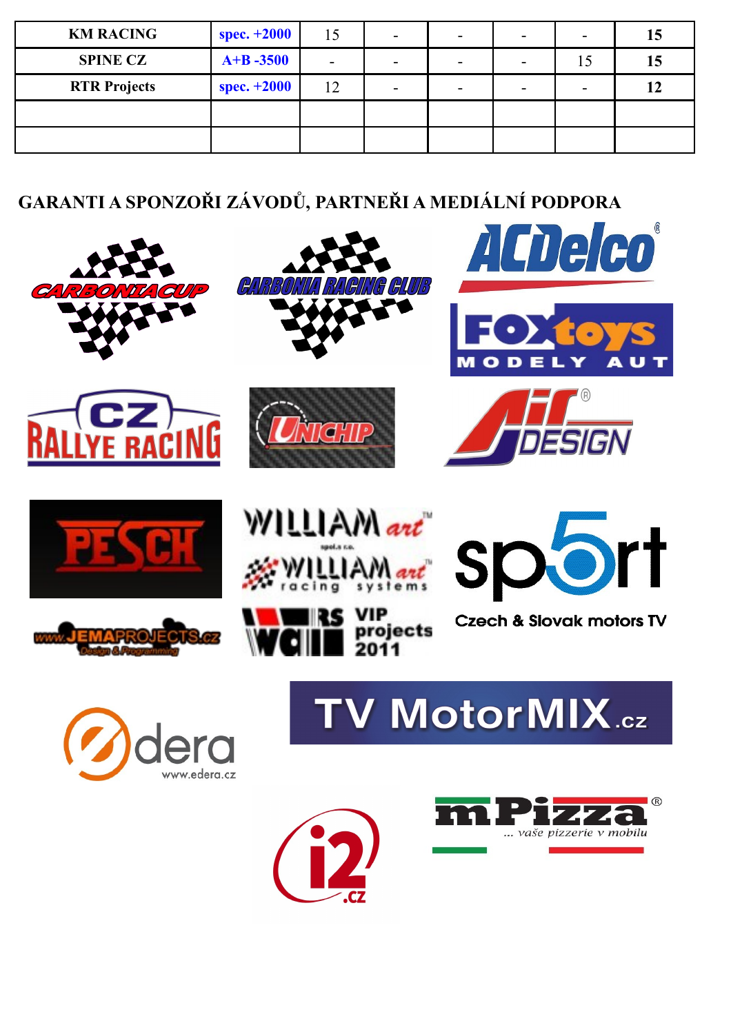| | | | | | | | |
|---|---|---|---|---|---|---|---|
| KM RACING | spec. +2000 | 15 | - | - | - | - | 15 |
| SPINE CZ | A+B -3500 | - | - | - | - | 15 | 15 |
| RTR Projects | spec. +2000 | 12 | - | - | - | - | 12 |
| | | | | | | | |
| | | | | | | | |

## GARANTI A SPONZOŘI ZÁVODŮ, PARTNEŘI A MEDIÁLNÍ PODPORA

CARBONIACUP

CARBONIA RACING CLUB

ACDelco

FOXtoys MODELY AUT

CZ RALLYE RACING

UNICHIP

AIR DESIGN

PESCH

WILLIAM art spol.s r.o.

WILLIAM art racing systems

sp5rt Czech & Slovak motors TV

www.JEMAPROJECTS.cz Design & Programming

RS Wall VIP projects 2011

edera www.edera.cz

TV MotorMIX.cz

i2.cz

mPizza ... vaše pizzerie v mobilu